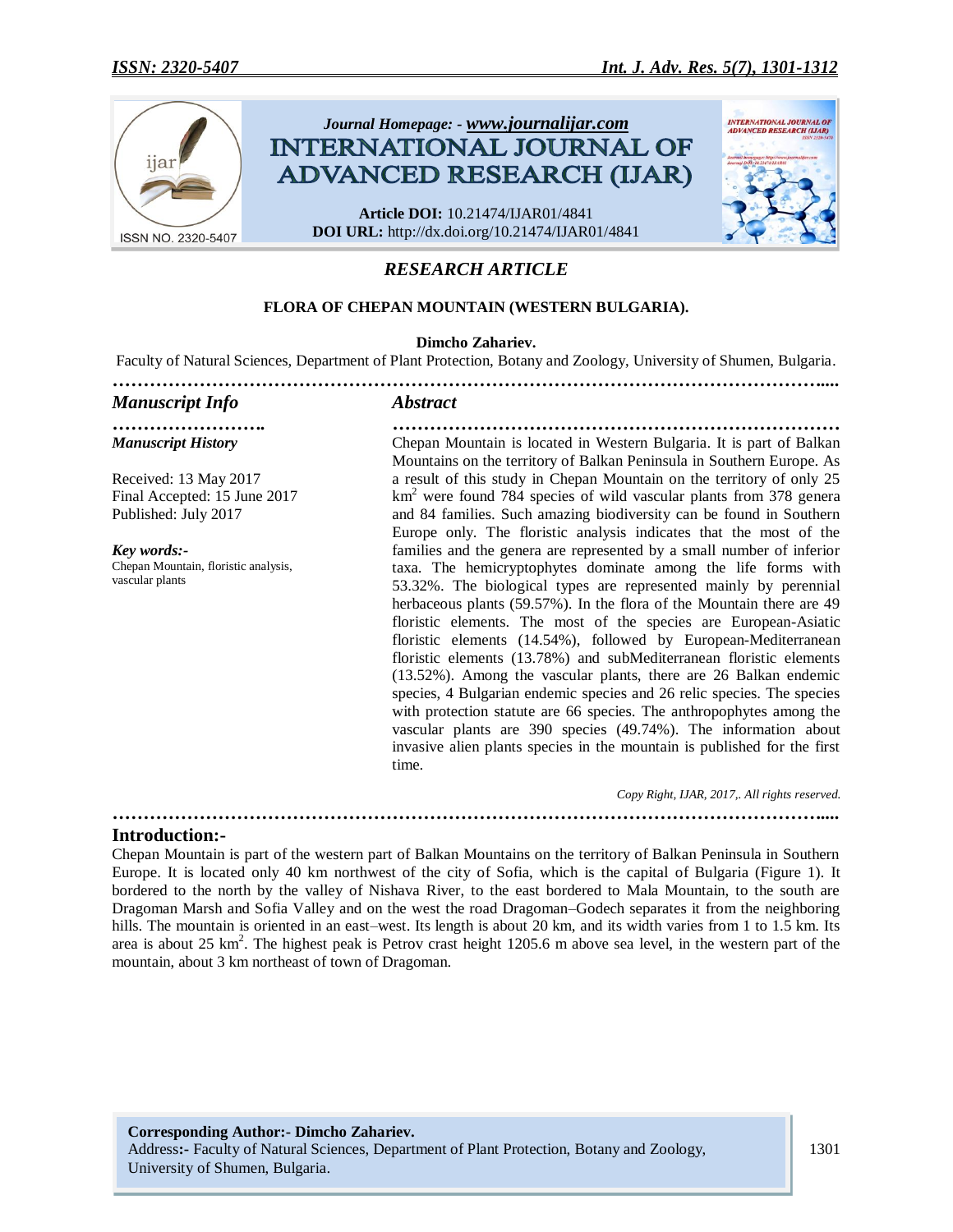Journal Homepage: - www.journalijar.com

**INTERNATIONAL JOURNAL OF ADVANCED RESEARCH (IJAR)**

**Article DOI:** 10.21474/IJAR01/4841
**DOI URL:** http://dx.doi.org/10.21474/IJAR01/4841

*RESEARCH ARTICLE*

# FLORA OF CHEPAN MOUNTAIN (WESTERN BULGARIA).

**Dimcho Zahariev.**

Faculty of Natural Sciences, Department of Plant Protection, Botany and Zoology, University of Shumen, Bulgaria.

## *Manuscript Info*

***Manuscript History***

Received: 13 May 2017
Final Accepted: 15 June 2017
Published: July 2017

***Key words:-***
Chepan Mountain, floristic analysis, vascular plants

## *Abstract*

Chepan Mountain is located in Western Bulgaria. It is part of Balkan Mountains on the territory of Balkan Peninsula in Southern Europe. As a result of this study in Chepan Mountain on the territory of only 25 km$^2$ were found 784 species of wild vascular plants from 378 genera and 84 families. Such amazing biodiversity can be found in Southern Europe only. The floristic analysis indicates that the most of the families and the genera are represented by a small number of inferior taxa. The hemicryptophytes dominate among the life forms with 53.32%. The biological types are represented mainly by perennial herbaceous plants (59.57%). In the flora of the Mountain there are 49 floristic elements. The most of the species are European-Asiatic floristic elements (14.54%), followed by European-Mediterranean floristic elements (13.78%) and subMediterranean floristic elements (13.52%). Among the vascular plants, there are 26 Balkan endemic species, 4 Bulgarian endemic species and 26 relic species. The species with protection statute are 66 species. The anthropophytes among the vascular plants are 390 species (49.74%). The information about invasive alien plants species in the mountain is published for the first time.

*Copy Right, IJAR, 2017,. All rights reserved.*

## Introduction:-

Chepan Mountain is part of the western part of Balkan Mountains on the territory of Balkan Peninsula in Southern Europe. It is located only 40 km northwest of the city of Sofia, which is the capital of Bulgaria (Figure 1). It bordered to the north by the valley of Nishava River, to the east bordered to Mala Mountain, to the south are Dragoman Marsh and Sofia Valley and on the west the road Dragoman–Godech separates it from the neighboring hills. The mountain is oriented in an east–west. Its length is about 20 km, and its width varies from 1 to 1.5 km. Its area is about 25 km$^2$. The highest peak is Petrov crast height 1205.6 m above sea level, in the western part of the mountain, about 3 km northeast of town of Dragoman.

**Corresponding Author:- Dimcho Zahariev.**
Address**:-** Faculty of Natural Sciences, Department of Plant Protection, Botany and Zoology, University of Shumen, Bulgaria.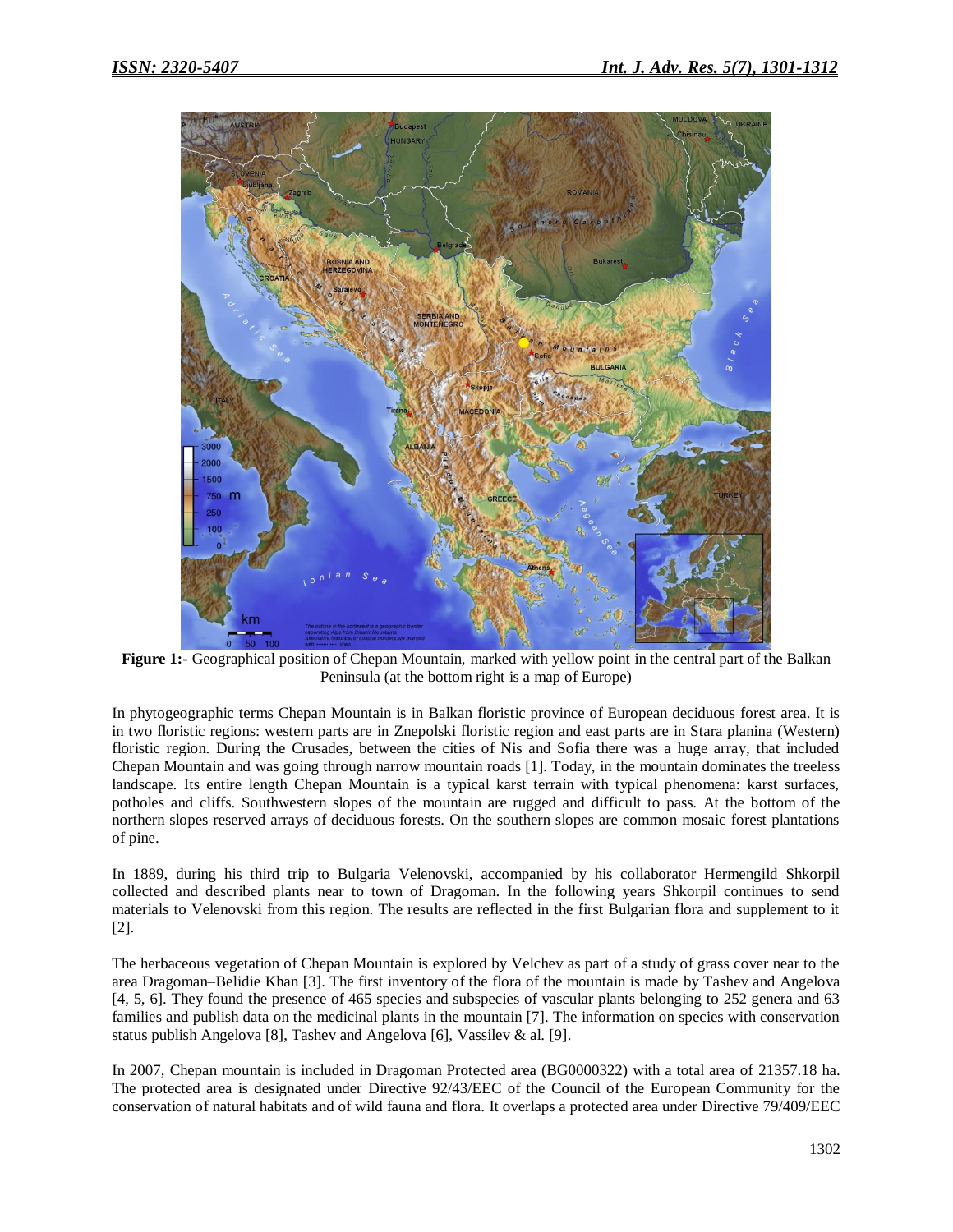**Figure 1:-** Geographical position of Chepan Mountain, marked with yellow point in the central part of the Balkan Peninsula (at the bottom right is a map of Europe)

In phytogeographic terms Chepan Mountain is in Balkan floristic province of European deciduous forest area. It is in two floristic regions: western parts are in Znepolski floristic region and east parts are in Stara planina (Western) floristic region. During the Crusades, between the cities of Nis and Sofia there was a huge array, that included Chepan Mountain and was going through narrow mountain roads [1]. Today, in the mountain dominates the treeless landscape. Its entire length Chepan Mountain is a typical karst terrain with typical phenomena: karst surfaces, potholes and cliffs. Southwestern slopes of the mountain are rugged and difficult to pass. At the bottom of the northern slopes reserved arrays of deciduous forests. On the southern slopes are common mosaic forest plantations of pine.

In 1889, during his third trip to Bulgaria Velenovski, accompanied by his collaborator Hermengild Shkorpil collected and described plants near to town of Dragoman. In the following years Shkorpil continues to send materials to Velenovski from this region. The results are reflected in the first Bulgarian flora and supplement to it [2].

The herbaceous vegetation of Chepan Mountain is explored by Velchev as part of a study of grass cover near to the area Dragoman–Belidie Khan [3]. The first inventory of the flora of the mountain is made by Tashev and Angelova [4, 5, 6]. They found the presence of 465 species and subspecies of vascular plants belonging to 252 genera and 63 families and publish data on the medicinal plants in the mountain [7]. The information on species with conservation status publish Angelova [8], Tashev and Angelova [6], Vassilev & al. [9].

In 2007, Chepan mountain is included in Dragoman Protected area (BG0000322) with a total area of 21357.18 ha. The protected area is designated under Directive 92/43/EEC of the Council of the European Community for the conservation of natural habitats and of wild fauna and flora. It overlaps a protected area under Directive 79/409/EEC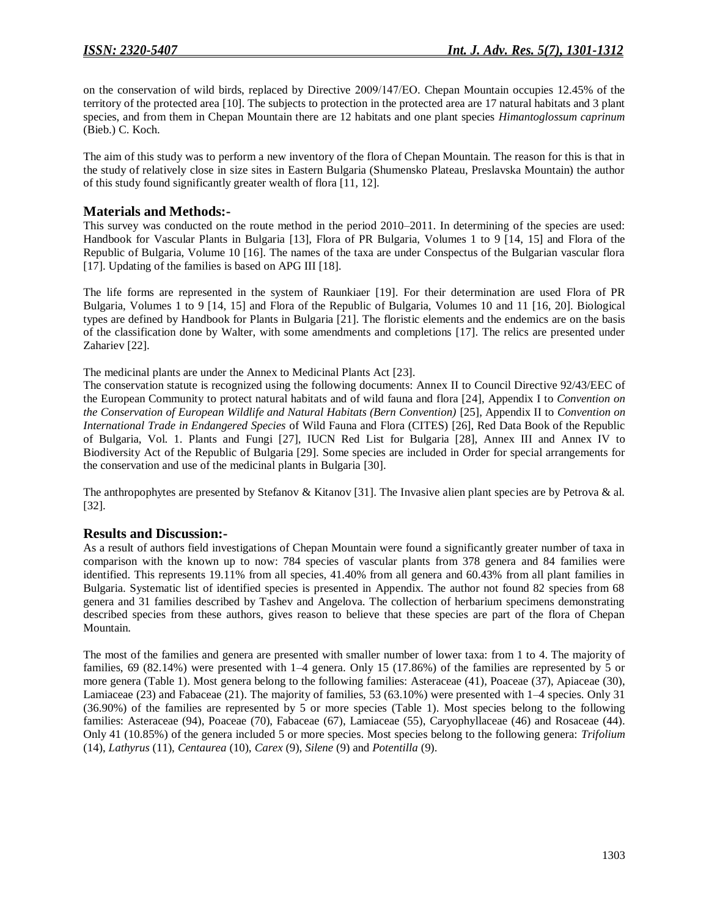on the conservation of wild birds, replaced by Directive 2009/147/EO. Chepan Mountain occupies 12.45% of the territory of the protected area [10]. The subjects to protection in the protected area are 17 natural habitats and 3 plant species, and from them in Chepan Mountain there are 12 habitats and one plant species *Himantoglossum caprinum* (Bieb.) C. Koch.

The aim of this study was to perform a new inventory of the flora of Chepan Mountain. The reason for this is that in the study of relatively close in size sites in Eastern Bulgaria (Shumensko Plateau, Preslavska Mountain) the author of this study found significantly greater wealth of flora [11, 12].

## Materials and Methods:-

This survey was conducted on the route method in the period 2010–2011. In determining of the species are used: Handbook for Vascular Plants in Bulgaria [13], Flora of PR Bulgaria, Volumes 1 to 9 [14, 15] and Flora of the Republic of Bulgaria, Volume 10 [16]. The names of the taxa are under Conspectus of the Bulgarian vascular flora [17]. Updating of the families is based on APG III [18].

The life forms are represented in the system of Raunkiaer [19]. For their determination are used Flora of PR Bulgaria, Volumes 1 to 9 [14, 15] and Flora of the Republic of Bulgaria, Volumes 10 and 11 [16, 20]. Biological types are defined by Handbook for Plants in Bulgaria [21]. The floristic elements and the endemics are on the basis of the classification done by Walter, with some amendments and completions [17]. The relics are presented under Zahariev [22].

The medicinal plants are under the Annex to Medicinal Plants Act [23].

The conservation statute is recognized using the following documents: Annex II to Council Directive 92/43/EEC of the European Community to protect natural habitats and of wild fauna and flora [24], Appendix I to *Convention on the Conservation of European Wildlife and Natural Habitats (Bern Convention)* [25], Appendix II to *Convention on International Trade in Endangered Species* of Wild Fauna and Flora (CITES) [26], Red Data Book of the Republic of Bulgaria, Vol. 1. Plants and Fungi [27], IUCN Red List for Bulgaria [28], Annex III and Annex IV to Biodiversity Act of the Republic of Bulgaria [29]. Some species are included in Order for special arrangements for the conservation and use of the medicinal plants in Bulgaria [30].

The anthropophytes are presented by Stefanov & Kitanov [31]. The Invasive alien plant species are by Petrova & al. [32].

## Results and Discussion:-

As a result of authors field investigations of Chepan Mountain were found a significantly greater number of taxa in comparison with the known up to now: 784 species of vascular plants from 378 genera and 84 families were identified. This represents 19.11% from all species, 41.40% from all genera and 60.43% from all plant families in Bulgaria. Systematic list of identified species is presented in Appendix. The author not found 82 species from 68 genera and 31 families described by Tashev and Angelova. The collection of herbarium specimens demonstrating described species from these authors, gives reason to believe that these species are part of the flora of Chepan Mountain.

The most of the families and genera are presented with smaller number of lower taxa: from 1 to 4. The majority of families, 69 (82.14%) were presented with 1–4 genera. Only 15 (17.86%) of the families are represented by 5 or more genera (Table 1). Most genera belong to the following families: Asteraceae (41), Poaceae (37), Apiaceae (30), Lamiaceae (23) and Fabaceae (21). The majority of families, 53 (63.10%) were presented with 1–4 species. Only 31 (36.90%) of the families are represented by 5 or more species (Table 1). Most species belong to the following families: Asteraceae (94), Poaceae (70), Fabaceae (67), Lamiaceae (55), Caryophyllaceae (46) and Rosaceae (44). Only 41 (10.85%) of the genera included 5 or more species. Most species belong to the following genera: *Trifolium* (14), *Lathyrus* (11), *Centaurea* (10), *Carex* (9), *Silene* (9) and *Potentilla* (9).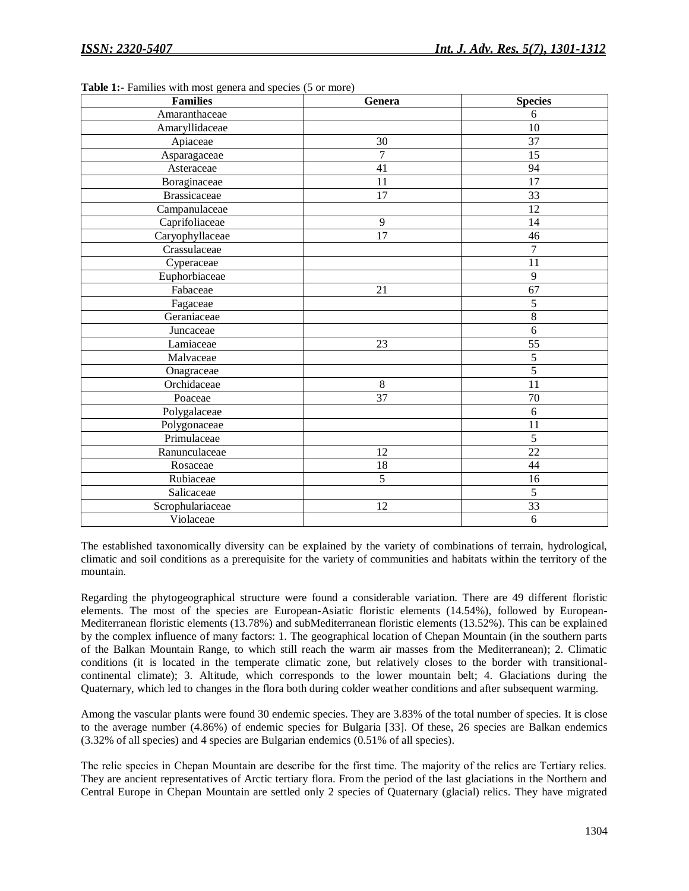**Table 1:**- Families with most genera and species (5 or more)

| Families | Genera | Species |
|---|---|---|
| Amaranthaceae | | 6 |
| Amaryllidaceae | | 10 |
| Apiaceae | 30 | 37 |
| Asparagaceae | 7 | 15 |
| Asteraceae | 41 | 94 |
| Boraginaceae | 11 | 17 |
| Brassicaceae | 17 | 33 |
| Campanulaceae | | 12 |
| Caprifoliaceae | 9 | 14 |
| Caryophyllaceae | 17 | 46 |
| Crassulaceae | | 7 |
| Cyperaceae | | 11 |
| Euphorbiaceae | | 9 |
| Fabaceae | 21 | 67 |
| Fagaceae | | 5 |
| Geraniaceae | | 8 |
| Juncaceae | | 6 |
| Lamiaceae | 23 | 55 |
| Malvaceae | | 5 |
| Onagraceae | | 5 |
| Orchidaceae | 8 | 11 |
| Poaceae | 37 | 70 |
| Polygalaceae | | 6 |
| Polygonaceae | | 11 |
| Primulaceae | | 5 |
| Ranunculaceae | 12 | 22 |
| Rosaceae | 18 | 44 |
| Rubiaceae | 5 | 16 |
| Salicaceae | | 5 |
| Scrophulariaceae | 12 | 33 |
| Violaceae | | 6 |

The established taxonomically diversity can be explained by the variety of combinations of terrain, hydrological, climatic and soil conditions as a prerequisite for the variety of communities and habitats within the territory of the mountain.

Regarding the phytogeographical structure were found a considerable variation. There are 49 different floristic elements. The most of the species are European-Asiatic floristic elements (14.54%), followed by European-Mediterranean floristic elements (13.78%) and subMediterranean floristic elements (13.52%). This can be explained by the complex influence of many factors: 1. The geographical location of Chepan Mountain (in the southern parts of the Balkan Mountain Range, to which still reach the warm air masses from the Mediterranean); 2. Climatic conditions (it is located in the temperate climatic zone, but relatively closes to the border with transitional-continental climate); 3. Altitude, which corresponds to the lower mountain belt; 4. Glaciations during the Quaternary, which led to changes in the flora both during colder weather conditions and after subsequent warming.

Among the vascular plants were found 30 endemic species. They are 3.83% of the total number of species. It is close to the average number (4.86%) of endemic species for Bulgaria [33]. Of these, 26 species are Balkan endemics (3.32% of all species) and 4 species are Bulgarian endemics (0.51% of all species).

The relic species in Chepan Mountain are describe for the first time. The majority of the relics are Tertiary relics. They are ancient representatives of Arctic tertiary flora. From the period of the last glaciations in the Northern and Central Europe in Chepan Mountain are settled only 2 species of Quaternary (glacial) relics. They have migrated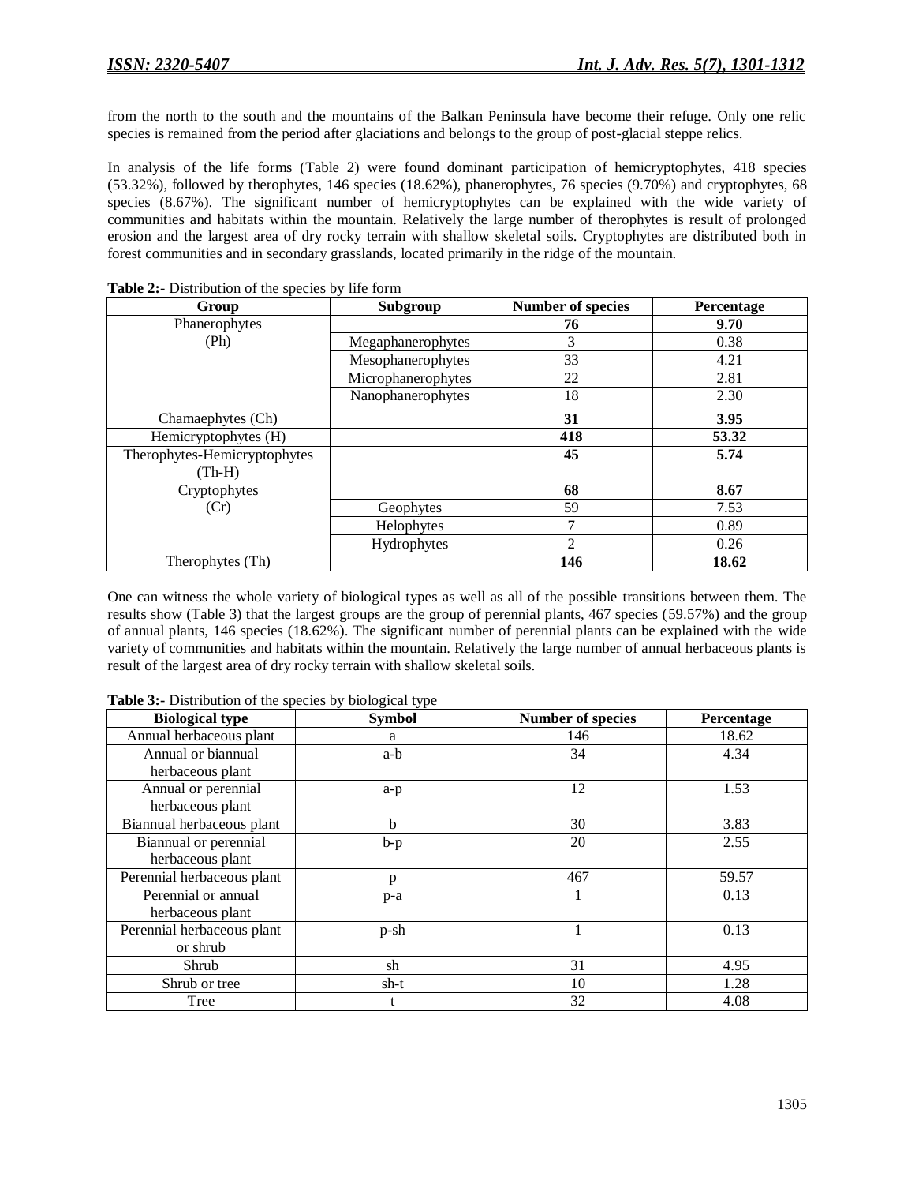from the north to the south and the mountains of the Balkan Peninsula have become their refuge. Only one relic species is remained from the period after glaciations and belongs to the group of post-glacial steppe relics.

In analysis of the life forms (Table 2) were found dominant participation of hemicryptophytes, 418 species (53.32%), followed by therophytes, 146 species (18.62%), phanerophytes, 76 species (9.70%) and cryptophytes, 68 species (8.67%). The significant number of hemicryptophytes can be explained with the wide variety of communities and habitats within the mountain. Relatively the large number of therophytes is result of prolonged erosion and the largest area of dry rocky terrain with shallow skeletal soils. Cryptophytes are distributed both in forest communities and in secondary grasslands, located primarily in the ridge of the mountain.

**Table 2:-** Distribution of the species by life form

| Group | Subgroup | Number of species | Percentage |
|---|---|---|---|
| Phanerophytes (Ph) | | **76** | **9.70** |
| | Megaphanerophytes | 3 | 0.38 |
| | Mesophanerophytes | 33 | 4.21 |
| | Microphanerophytes | 22 | 2.81 |
| | Nanophanerophytes | 18 | 2.30 |
| Chamaephytes (Ch) | | **31** | **3.95** |
| Hemicryptophytes (H) | | **418** | **53.32** |
| Therophytes-Hemicryptophytes (Th-H) | | **45** | **5.74** |
| Cryptophytes (Cr) | | **68** | **8.67** |
| | Geophytes | 59 | 7.53 |
| | Helophytes | 7 | 0.89 |
| | Hydrophytes | 2 | 0.26 |
| Therophytes (Th) | | **146** | **18.62** |

One can witness the whole variety of biological types as well as all of the possible transitions between them. The results show (Table 3) that the largest groups are the group of perennial plants, 467 species (59.57%) and the group of annual plants, 146 species (18.62%). The significant number of perennial plants can be explained with the wide variety of communities and habitats within the mountain. Relatively the large number of annual herbaceous plants is result of the largest area of dry rocky terrain with shallow skeletal soils.

**Table 3:-** Distribution of the species by biological type

| Biological type | Symbol | Number of species | Percentage |
|---|---|---|---|
| Annual herbaceous plant | a | 146 | 18.62 |
| Annual or biannual herbaceous plant | a-b | 34 | 4.34 |
| Annual or perennial herbaceous plant | a-p | 12 | 1.53 |
| Biannual herbaceous plant | b | 30 | 3.83 |
| Biannual or perennial herbaceous plant | b-p | 20 | 2.55 |
| Perennial herbaceous plant | p | 467 | 59.57 |
| Perennial or annual herbaceous plant | p-a | 1 | 0.13 |
| Perennial herbaceous plant or shrub | p-sh | 1 | 0.13 |
| Shrub | sh | 31 | 4.95 |
| Shrub or tree | sh-t | 10 | 1.28 |
| Tree | t | 32 | 4.08 |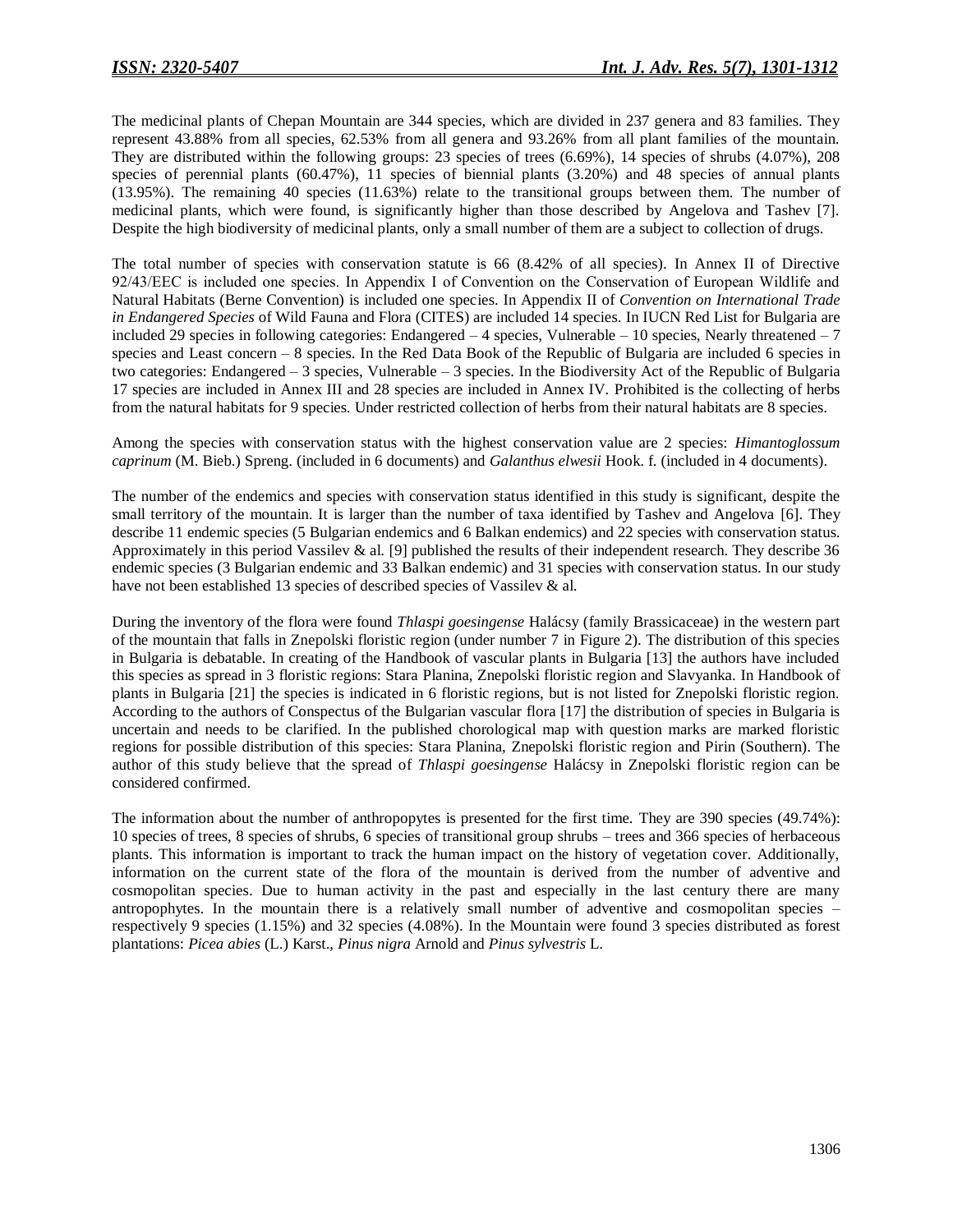The medicinal plants of Chepan Mountain are 344 species, which are divided in 237 genera and 83 families. They represent 43.88% from all species, 62.53% from all genera and 93.26% from all plant families of the mountain. They are distributed within the following groups: 23 species of trees (6.69%), 14 species of shrubs (4.07%), 208 species of perennial plants (60.47%), 11 species of biennial plants (3.20%) and 48 species of annual plants (13.95%). The remaining 40 species (11.63%) relate to the transitional groups between them. The number of medicinal plants, which were found, is significantly higher than those described by Angelova and Tashev [7]. Despite the high biodiversity of medicinal plants, only a small number of them are a subject to collection of drugs.

The total number of species with conservation statute is 66 (8.42% of all species). In Annex II of Directive 92/43/EEC is included one species. In Appendix I of Convention on the Conservation of European Wildlife and Natural Habitats (Berne Convention) is included one species. In Appendix II of *Convention on International Trade in Endangered Species* of Wild Fauna and Flora (CITES) are included 14 species. In IUCN Red List for Bulgaria are included 29 species in following categories: Endangered – 4 species, Vulnerable – 10 species, Nearly threatened – 7 species and Least concern – 8 species. In the Red Data Book of the Republic of Bulgaria are included 6 species in two categories: Endangered – 3 species, Vulnerable – 3 species. In the Biodiversity Act of the Republic of Bulgaria 17 species are included in Annex III and 28 species are included in Annex IV. Prohibited is the collecting of herbs from the natural habitats for 9 species. Under restricted collection of herbs from their natural habitats are 8 species.

Among the species with conservation status with the highest conservation value are 2 species: *Himantoglossum caprinum* (M. Bieb.) Spreng. (included in 6 documents) and *Galanthus elwesii* Hook. f. (included in 4 documents).

The number of the endemics and species with conservation status identified in this study is significant, despite the small territory of the mountain. It is larger than the number of taxa identified by Tashev and Angelova [6]. They describe 11 endemic species (5 Bulgarian endemics and 6 Balkan endemics) and 22 species with conservation status. Approximately in this period Vassilev & al. [9] published the results of their independent research. They describe 36 endemic species (3 Bulgarian endemic and 33 Balkan endemic) and 31 species with conservation status. In our study have not been established 13 species of described species of Vassilev & al.

During the inventory of the flora were found *Thlaspi goesingense* Halácsy (family Brassicaceae) in the western part of the mountain that falls in Znepolski floristic region (under number 7 in Figure 2). The distribution of this species in Bulgaria is debatable. In creating of the Handbook of vascular plants in Bulgaria [13] the authors have included this species as spread in 3 floristic regions: Stara Planina, Znepolski floristic region and Slavyanka. In Handbook of plants in Bulgaria [21] the species is indicated in 6 floristic regions, but is not listed for Znepolski floristic region. According to the authors of Conspectus of the Bulgarian vascular flora [17] the distribution of species in Bulgaria is uncertain and needs to be clarified. In the published chorological map with question marks are marked floristic regions for possible distribution of this species: Stara Planina, Znepolski floristic region and Pirin (Southern). The author of this study believe that the spread of *Thlaspi goesingense* Halácsy in Znepolski floristic region can be considered confirmed.

The information about the number of anthropopytes is presented for the first time. They are 390 species (49.74%): 10 species of trees, 8 species of shrubs, 6 species of transitional group shrubs – trees and 366 species of herbaceous plants. This information is important to track the human impact on the history of vegetation cover. Additionally, information on the current state of the flora of the mountain is derived from the number of adventive and cosmopolitan species. Due to human activity in the past and especially in the last century there are many antropophytes. In the mountain there is a relatively small number of adventive and cosmopolitan species – respectively 9 species (1.15%) and 32 species (4.08%). In the Mountain were found 3 species distributed as forest plantations: *Picea abies* (L.) Karst., *Pinus nigra* Arnold and *Pinus sylvestris* L.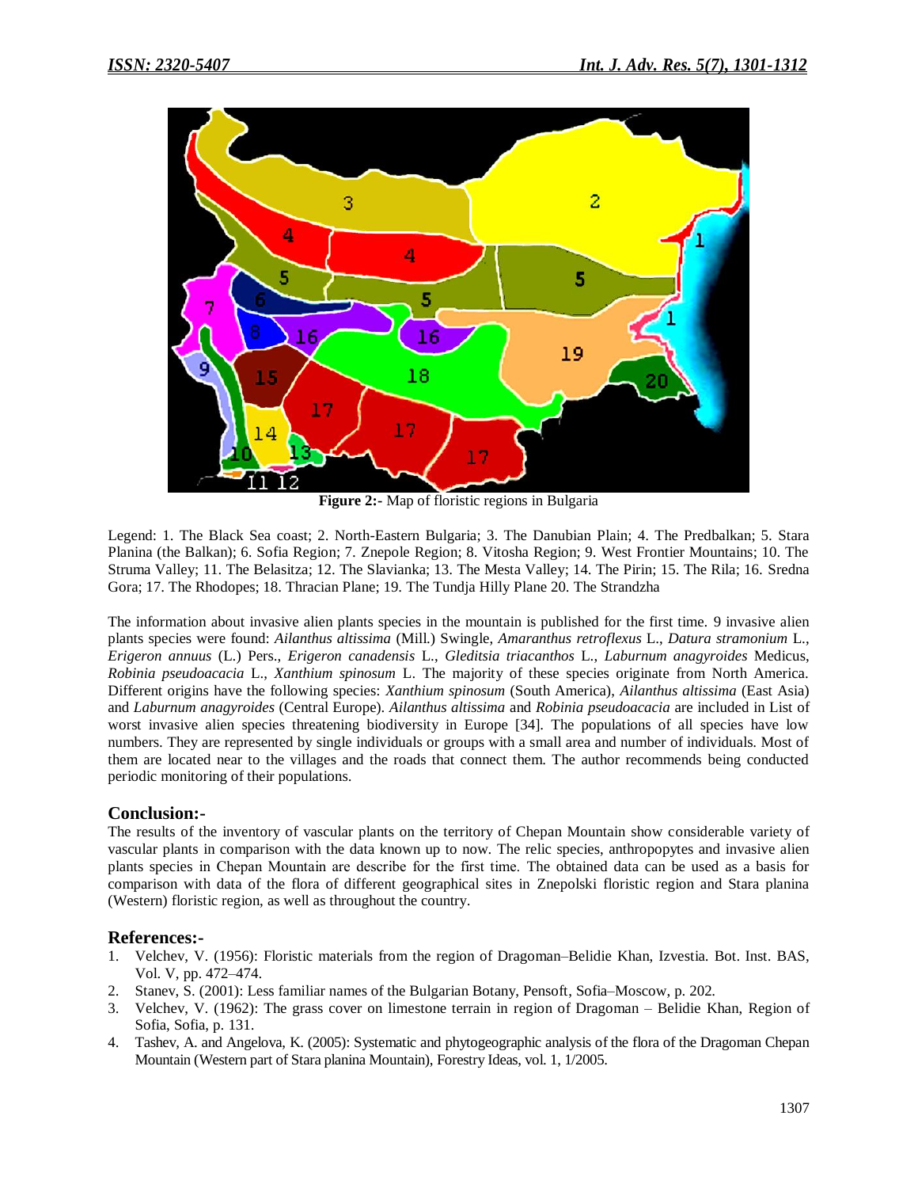**Figure 2:-** Map of floristic regions in Bulgaria

Legend: 1. The Black Sea coast; 2. North-Eastern Bulgaria; 3. The Danubian Plain; 4. The Predbalkan; 5. Stara Planina (the Balkan); 6. Sofia Region; 7. Znepole Region; 8. Vitosha Region; 9. West Frontier Mountains; 10. The Struma Valley; 11. The Belasitza; 12. The Slavianka; 13. The Mesta Valley; 14. The Pirin; 15. The Rila; 16. Sredna Gora; 17. The Rhodopes; 18. Thracian Plane; 19. The Tundja Hilly Plane 20. The Strandzha

The information about invasive alien plants species in the mountain is published for the first time. 9 invasive alien plants species were found: *Ailanthus altissima* (Mill.) Swingle, *Amaranthus retroflexus* L., *Datura stramonium* L., *Erigeron annuus* (L.) Pers., *Erigeron canadensis* L., *Gleditsia triacanthos* L., *Laburnum anagyroides* Medicus, *Robinia pseudoacacia* L., *Xanthium spinosum* L. The majority of these species originate from North America. Different origins have the following species: *Xanthium spinosum* (South America), *Ailanthus altissima* (East Asia) and *Laburnum anagyroides* (Central Europe). *Ailanthus altissima* and *Robinia pseudoacacia* are included in List of worst invasive alien species threatening biodiversity in Europe [34]. The populations of all species have low numbers. They are represented by single individuals or groups with a small area and number of individuals. Most of them are located near to the villages and the roads that connect them. The author recommends being conducted periodic monitoring of their populations.

## Conclusion:-

The results of the inventory of vascular plants on the territory of Chepan Mountain show considerable variety of vascular plants in comparison with the data known up to now. The relic species, anthropopytes and invasive alien plants species in Chepan Mountain are describe for the first time. The obtained data can be used as a basis for comparison with data of the flora of different geographical sites in Znepolski floristic region and Stara planina (Western) floristic region, as well as throughout the country.

## References:-

1. Velchev, V. (1956): Floristic materials from the region of Dragoman–Belidie Khan, Izvestia. Bot. Inst. BAS, Vol. V, pp. 472–474.
2. Stanev, S. (2001): Less familiar names of the Bulgarian Botany, Pensoft, Sofia–Moscow, p. 202.
3. Velchev, V. (1962): The grass cover on limestone terrain in region of Dragoman – Belidie Khan, Region of Sofia, Sofia, p. 131.
4. Tashev, A. and Angelova, K. (2005): Systematic and phytogeographic analysis of the flora of the Dragoman Chepan Mountain (Western part of Stara planina Mountain), Forestry Ideas, vol. 1, 1/2005.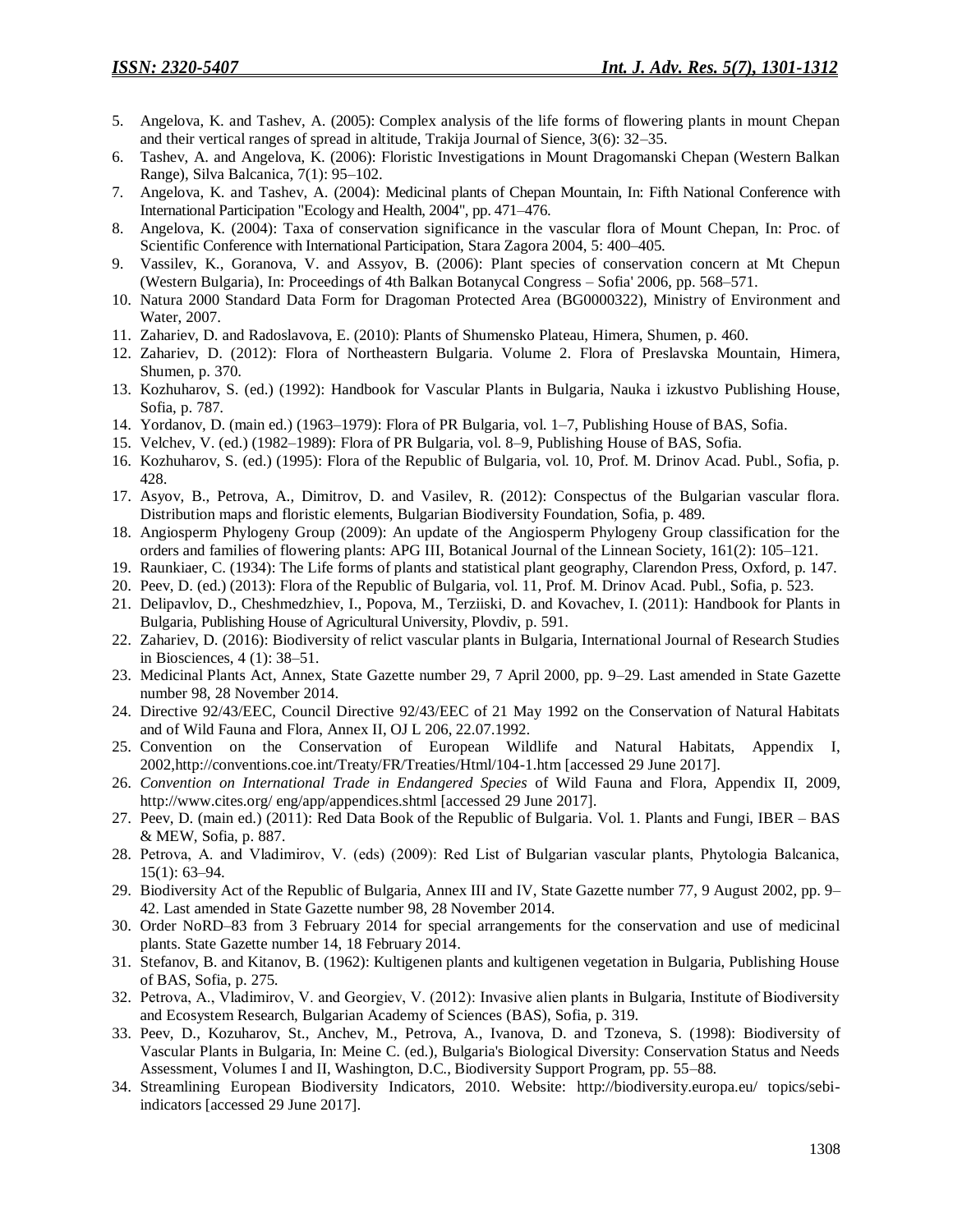5. Angelova, K. and Tashev, A. (2005): Complex analysis of the life forms of flowering plants in mount Chepan and their vertical ranges of spread in altitude, Trakija Journal of Sience, 3(6): 32–35.
6. Tashev, A. and Angelova, K. (2006): Floristic Investigations in Mount Dragomanski Chepan (Western Balkan Range), Silva Balcanica, 7(1): 95–102.
7. Angelova, K. and Tashev, A. (2004): Medicinal plants of Chepan Mountain, In: Fifth National Conference with International Participation "Ecology and Health, 2004", pp. 471–476.
8. Angelova, K. (2004): Taxa of conservation significance in the vascular flora of Mount Chepan, In: Proc. of Scientific Conference with International Participation, Stara Zagora 2004, 5: 400–405.
9. Vassilev, K., Goranova, V. and Assyov, B. (2006): Plant species of conservation concern at Mt Chepun (Western Bulgaria), In: Proceedings of 4th Balkan Botanycal Congress – Sofia' 2006, pp. 568–571.
10. Natura 2000 Standard Data Form for Dragoman Protected Area (BG0000322), Ministry of Environment and Water, 2007.
11. Zahariev, D. and Radoslavova, E. (2010): Plants of Shumensko Plateau, Himera, Shumen, p. 460.
12. Zahariev, D. (2012): Flora of Northeastern Bulgaria. Volume 2. Flora of Preslavska Mountain, Himera, Shumen, p. 370.
13. Kozhuharov, S. (ed.) (1992): Handbook for Vascular Plants in Bulgaria, Nauka i izkustvo Publishing House, Sofia, p. 787.
14. Yordanov, D. (main ed.) (1963–1979): Flora of PR Bulgaria, vol. 1–7, Publishing House of BAS, Sofia.
15. Velchev, V. (ed.) (1982–1989): Flora of PR Bulgaria, vol. 8–9, Publishing House of BAS, Sofia.
16. Kozhuharov, S. (ed.) (1995): Flora of the Republic of Bulgaria, vol. 10, Prof. M. Drinov Acad. Publ., Sofia, p. 428.
17. Asyov, B., Petrova, A., Dimitrov, D. and Vasilev, R. (2012): Conspectus of the Bulgarian vascular flora. Distribution maps and floristic elements, Bulgarian Biodiversity Foundation, Sofia, p. 489.
18. Angiosperm Phylogeny Group (2009): An update of the Angiosperm Phylogeny Group classification for the orders and families of flowering plants: APG III, Botanical Journal of the Linnean Society, 161(2): 105–121.
19. Raunkiaer, C. (1934): The Life forms of plants and statistical plant geography, Clarendon Press, Oxford, p. 147.
20. Peev, D. (ed.) (2013): Flora of the Republic of Bulgaria, vol. 11, Prof. M. Drinov Acad. Publ., Sofia, p. 523.
21. Delipavlov, D., Cheshmedzhiev, I., Popova, M., Terziiski, D. and Kovachev, I. (2011): Handbook for Plants in Bulgaria, Publishing House of Agricultural University, Plovdiv, p. 591.
22. Zahariev, D. (2016): Biodiversity of relict vascular plants in Bulgaria, International Journal of Research Studies in Biosciences, 4 (1): 38–51.
23. Medicinal Plants Act, Annex, State Gazette number 29, 7 April 2000, pp. 9–29. Last amended in State Gazette number 98, 28 November 2014.
24. Directive 92/43/EEC, Council Directive 92/43/EEC of 21 May 1992 on the Conservation of Natural Habitats and of Wild Fauna and Flora, Annex II, OJ L 206, 22.07.1992.
25. Convention on the Conservation of European Wildlife and Natural Habitats, Appendix I, 2002,http://conventions.coe.int/Treaty/FR/Treaties/Html/104-1.htm [accessed 29 June 2017].
26. *Convention on International Trade in Endangered Species* of Wild Fauna and Flora, Appendix II, 2009, http://www.cites.org/ eng/app/appendices.shtml [accessed 29 June 2017].
27. Peev, D. (main ed.) (2011): Red Data Book of the Republic of Bulgaria. Vol. 1. Plants and Fungi, IBER – BAS & MEW, Sofia, p. 887.
28. Petrova, A. and Vladimirov, V. (eds) (2009): Red List of Bulgarian vascular plants, Phytologia Balcanica, 15(1): 63–94.
29. Biodiversity Act of the Republic of Bulgaria, Annex III and IV, State Gazette number 77, 9 August 2002, pp. 9–42. Last amended in State Gazette number 98, 28 November 2014.
30. Order NoRD–83 from 3 February 2014 for special arrangements for the conservation and use of medicinal plants. State Gazette number 14, 18 February 2014.
31. Stefanov, B. and Kitanov, B. (1962): Kultigenen plants and kultigenen vegetation in Bulgaria, Publishing House of BAS, Sofia, p. 275.
32. Petrova, A., Vladimirov, V. and Georgiev, V. (2012): Invasive alien plants in Bulgaria, Institute of Biodiversity and Ecosystem Research, Bulgarian Academy of Sciences (BAS), Sofia, p. 319.
33. Peev, D., Kozuharov, St., Anchev, M., Petrova, A., Ivanova, D. and Tzoneva, S. (1998): Biodiversity of Vascular Plants in Bulgaria, In: Meine C. (ed.), Bulgaria's Biological Diversity: Conservation Status and Needs Assessment, Volumes I and II, Washington, D.C., Biodiversity Support Program, pp. 55–88.
34. Streamlining European Biodiversity Indicators, 2010. Website: http://biodiversity.europa.eu/ topics/sebi-indicators [accessed 29 June 2017].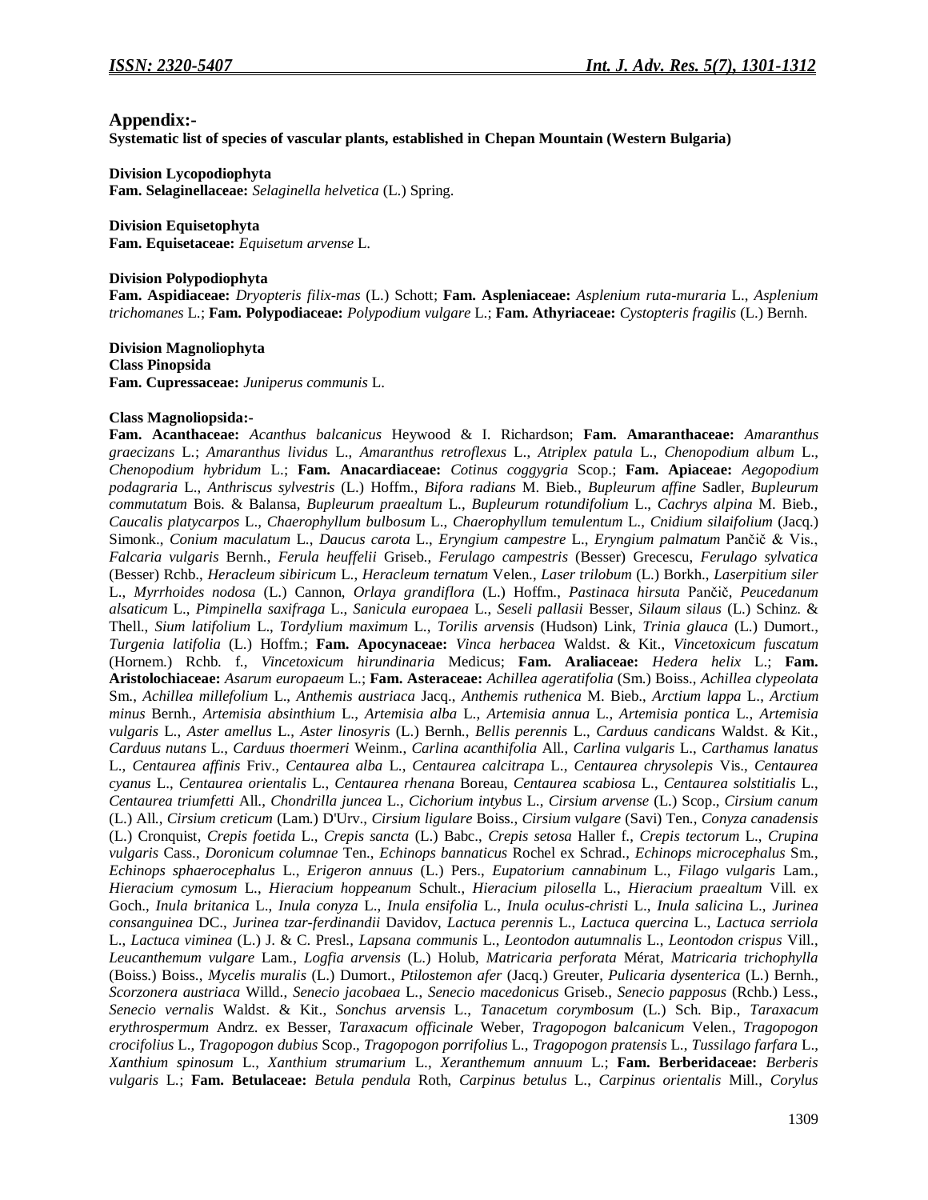## Appendix:-

**Systematic list of species of vascular plants, established in Chepan Mountain (Western Bulgaria)**

**Division Lycopodiophyta**
**Fam. Selaginellaceae:** *Selaginella helvetica* (L.) Spring.

**Division Equisetophyta**
**Fam. Equisetaceae:** *Equisetum arvense* L.

**Division Polypodiophyta**
**Fam. Aspidiaceae:** *Dryopteris filix-mas* (L.) Schott; **Fam. Aspleniaceae:** *Asplenium ruta-muraria* L., *Asplenium trichomanes* L.; **Fam. Polypodiaceae:** *Polypodium vulgare* L.; **Fam. Athyriaceae:** *Cystopteris fragilis* (L.) Bernh.

**Division Magnoliophyta**
**Class Pinopsida**
**Fam. Cupressaceae:** *Juniperus communis* L.

**Class Magnoliopsida:-**
**Fam. Acanthaceae:** *Acanthus balcanicus* Heywood & I. Richardson; **Fam. Amaranthaceae:** *Amaranthus graecizans* L.; *Amaranthus lividus* L., *Amaranthus retroflexus* L., *Atriplex patula* L., *Chenopodium album* L., *Chenopodium hybridum* L.; **Fam. Anacardiaceae:** *Cotinus coggygria* Scop.; **Fam. Apiaceae:** *Aegopodium podagraria* L., *Anthriscus sylvestris* (L.) Hoffm., *Bifora radians* M. Bieb., *Bupleurum affine* Sadler, *Bupleurum commutatum* Bois. & Balansa, *Bupleurum praealtum* L., *Bupleurum rotundifolium* L., *Cachrys alpina* M. Bieb., *Caucalis platycarpos* L., *Chaerophyllum bulbosum* L., *Chaerophyllum temulentum* L., *Cnidium silaifolium* (Jacq.) Simonk., *Conium maculatum* L., *Daucus carota* L., *Eryngium campestre* L., *Eryngium palmatum* Pančič & Vis., *Falcaria vulgaris* Bernh., *Ferula heuffelii* Griseb., *Ferulago campestris* (Besser) Grecescu, *Ferulago sylvatica* (Besser) Rchb., *Heracleum sibiricum* L., *Heracleum ternatum* Velen., *Laser trilobum* (L.) Borkh., *Laserpitium siler* L., *Myrrhoides nodosa* (L.) Cannon, *Orlaya grandiflora* (L.) Hoffm., *Pastinaca hirsuta* Pančič, *Peucedanum alsaticum* L., *Pimpinella saxifraga* L., *Sanicula europaea* L., *Seseli pallasii* Besser, *Silaum silaus* (L.) Schinz. & Thell., *Sium latifolium* L., *Tordylium maximum* L., *Torilis arvensis* (Hudson) Link, *Trinia glauca* (L.) Dumort., *Turgenia latifolia* (L.) Hoffm.; **Fam. Apocynaceae:** *Vinca herbacea* Waldst. & Kit., *Vincetoxicum fuscatum* (Hornem.) Rchb. f., *Vincetoxicum hirundinaria* Medicus; **Fam. Araliaceae:** *Hedera helix* L.; **Fam. Aristolochiaceae:** *Asarum europaeum* L.; **Fam. Asteraceae:** *Achillea ageratifolia* (Sm.) Boiss., *Achillea clypeolata* Sm., *Achillea millefolium* L., *Anthemis austriaca* Jacq., *Anthemis ruthenica* M. Bieb., *Arctium lappa* L., *Arctium minus* Bernh., *Artemisia absinthium* L., *Artemisia alba* L., *Artemisia annua* L., *Artemisia pontica* L., *Artemisia vulgaris* L., *Aster amellus* L., *Aster linosyris* (L.) Bernh., *Bellis perennis* L., *Carduus candicans* Waldst. & Kit., *Carduus nutans* L., *Carduus thoermeri* Weinm., *Carlina acanthifolia* All., *Carlina vulgaris* L., *Carthamus lanatus* L., *Centaurea affinis* Friv., *Centaurea alba* L., *Centaurea calcitrapa* L., *Centaurea chrysolepis* Vis., *Centaurea cyanus* L., *Centaurea orientalis* L., *Centaurea rhenana* Boreau, *Centaurea scabiosa* L., *Centaurea solstitialis* L., *Centaurea triumfetti* All., *Chondrilla juncea* L., *Cichorium intybus* L., *Cirsium arvense* (L.) Scop., *Cirsium canum* (L.) All., *Cirsium creticum* (Lam.) D'Urv., *Cirsium ligulare* Boiss., *Cirsium vulgare* (Savi) Ten., *Conyza canadensis* (L.) Cronquist, *Crepis foetida* L., *Crepis sancta* (L.) Babc., *Crepis setosa* Haller f., *Crepis tectorum* L., *Crupina vulgaris* Cass., *Doronicum columnae* Ten., *Echinops bannaticus* Rochel ex Schrad., *Echinops microcephalus* Sm., *Echinops sphaerocephalus* L., *Erigeron annuus* (L.) Pers., *Eupatorium cannabinum* L., *Filago vulgaris* Lam., *Hieracium cymosum* L., *Hieracium hoppeanum* Schult., *Hieracium pilosella* L., *Hieracium praealtum* Vill. ex Goch., *Inula britanica* L., *Inula conyza* L., *Inula ensifolia* L., *Inula oculus-christi* L., *Inula salicina* L., *Jurinea consanguinea* DC., *Jurinea tzar-ferdinandii* Davidov, *Lactuca perennis* L., *Lactuca quercina* L., *Lactuca serriola* L., *Lactuca viminea* (L.) J. & C. Presl., *Lapsana communis* L., *Leontodon autumnalis* L., *Leontodon crispus* Vill., *Leucanthemum vulgare* Lam., *Logfia arvensis* (L.) Holub, *Matricaria perforata* Mérat, *Matricaria trichophylla* (Boiss.) Boiss., *Mycelis muralis* (L.) Dumort., *Ptilostemon afer* (Jacq.) Greuter, *Pulicaria dysenterica* (L.) Bernh., *Scorzonera austriaca* Willd., *Senecio jacobaea* L., *Senecio macedonicus* Griseb., *Senecio papposus* (Rchb.) Less., *Senecio vernalis* Waldst. & Kit., *Sonchus arvensis* L., *Tanacetum corymbosum* (L.) Sch. Bip., *Taraxacum erythrospermum* Andrz. ex Besser, *Taraxacum officinale* Weber, *Tragopogon balcanicum* Velen., *Tragopogon crocifolius* L., *Tragopogon dubius* Scop., *Tragopogon porrifolius* L., *Tragopogon pratensis* L., *Tussilago farfara* L., *Xanthium spinosum* L., *Xanthium strumarium* L., *Xeranthemum annuum* L.; **Fam. Berberidaceae:** *Berberis vulgaris* L.; **Fam. Betulaceae:** *Betula pendula* Roth, *Carpinus betulus* L., *Carpinus orientalis* Mill., *Corylus*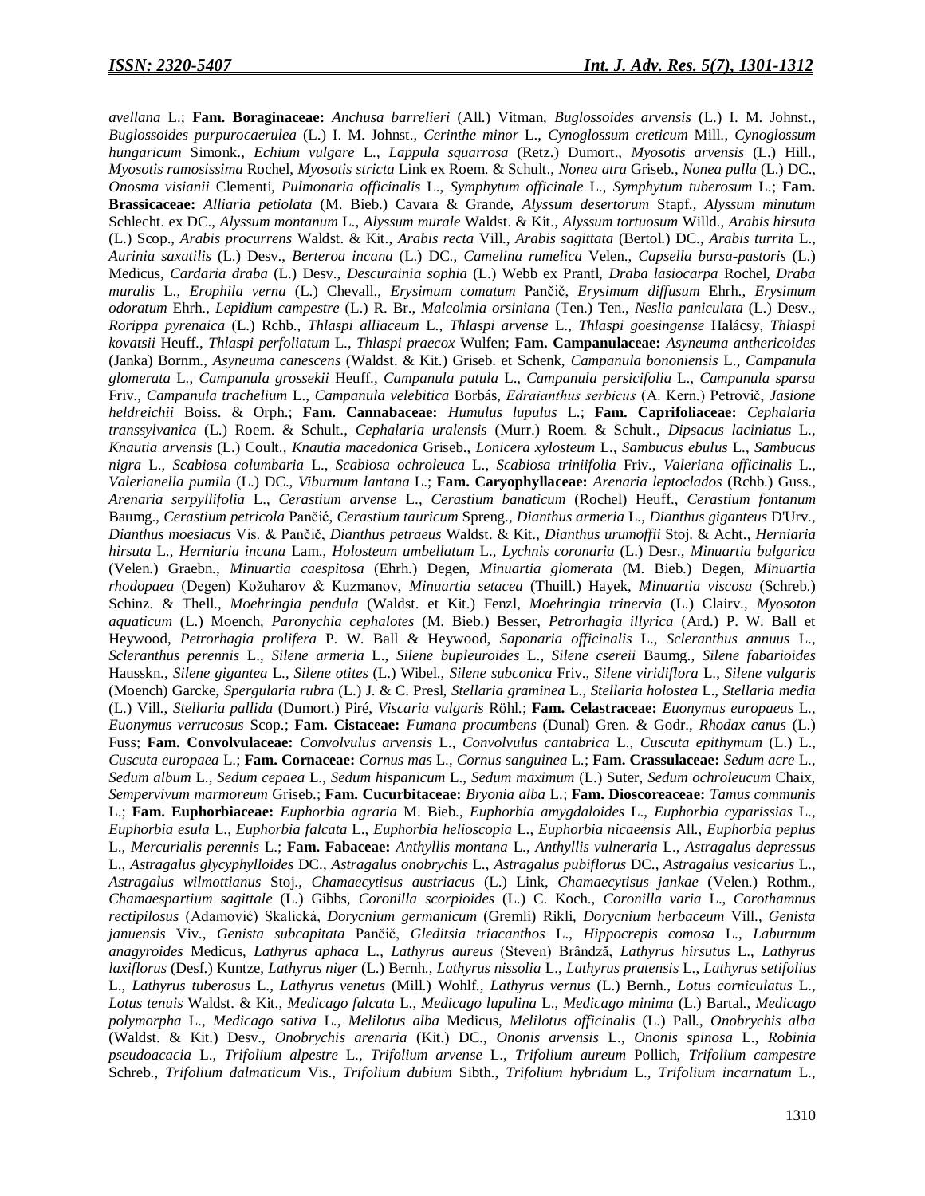*avellana* L.; **Fam. Boraginaceae:** *Anchusa barrelieri* (All.) Vitman, *Buglossoides arvensis* (L.) I. M. Johnst., *Buglossoides purpurocaerulea* (L.) I. M. Johnst., *Cerinthe minor* L., *Cynoglossum creticum* Mill., *Cynoglossum hungaricum* Simonk., *Echium vulgare* L., *Lappula squarrosa* (Retz.) Dumort., *Myosotis arvensis* (L.) Hill., *Myosotis ramosissima* Rochel, *Myosotis stricta* Link ex Roem. & Schult., *Nonea atra* Griseb., *Nonea pulla* (L.) DC., *Onosma visianii* Clementi, *Pulmonaria officinalis* L., *Symphytum officinale* L., *Symphytum tuberosum* L.; **Fam. Brassicaceae:** *Alliaria petiolata* (M. Bieb.) Cavara & Grande, *Alyssum desertorum* Stapf., *Alyssum minutum* Schlecht. ex DC., *Alyssum montanum* L., *Alyssum murale* Waldst. & Kit., *Alyssum tortuosum* Willd., *Arabis hirsuta* (L.) Scop., *Arabis procurrens* Waldst. & Kit., *Arabis recta* Vill., *Arabis sagittata* (Bertol.) DC., *Arabis turrita* L., *Aurinia saxatilis* (L.) Desv., *Berteroa incana* (L.) DC., *Camelina rumelica* Velen., *Capsella bursa-pastoris* (L.) Medicus, *Cardaria draba* (L.) Desv., *Descurainia sophia* (L.) Webb ex Prantl, *Draba lasiocarpa* Rochel, *Draba muralis* L., *Erophila verna* (L.) Chevall., *Erysimum comatum* Pančič, *Erysimum diffusum* Ehrh., *Erysimum odoratum* Ehrh., *Lepidium campestre* (L.) R. Br., *Malcolmia orsiniana* (Ten.) Ten., *Neslia paniculata* (L.) Desv., *Rorippa pyrenaica* (L.) Rchb., *Thlaspi alliaceum* L., *Thlaspi arvense* L., *Thlaspi goesingense* Halácsy, *Thlaspi kovatsii* Heuff., *Thlaspi perfoliatum* L., *Thlaspi praecox* Wulfen; **Fam. Campanulaceae:** *Asyneuma anthericoides* (Janka) Bornm., *Asyneuma canescens* (Waldst. & Kit.) Griseb. et Schenk, *Campanula bononiensis* L., *Campanula glomerata* L., *Campanula grossekii* Heuff., *Campanula patula* L., *Campanula persicifolia* L., *Campanula sparsa* Friv., *Campanula trachelium* L., *Campanula velebitica* Borbás, *Edraianthus serbicus* (A. Kern.) Petrovič, *Jasione heldreichii* Boiss. & Orph.; **Fam. Cannabaceae:** *Humulus lupulus* L.; **Fam. Caprifoliaceae:** *Cephalaria transsylvanica* (L.) Roem. & Schult., *Cephalaria uralensis* (Murr.) Roem. & Schult., *Dipsacus laciniatus* L., *Knautia arvensis* (L.) Coult., *Knautia macedonica* Griseb., *Lonicera xylosteum* L., *Sambucus ebulus* L., *Sambucus nigra* L., *Scabiosa columbaria* L., *Scabiosa ochroleuca* L., *Scabiosa triniifolia* Friv., *Valeriana officinalis* L., *Valerianella pumila* (L.) DC., *Viburnum lantana* L.; **Fam. Caryophyllaceae:** *Arenaria leptoclados* (Rchb.) Guss., *Arenaria serpyllifolia* L., *Cerastium arvense* L., *Cerastium banaticum* (Rochel) Heuff., *Cerastium fontanum* Baumg., *Cerastium petricola* Pančić, *Cerastium tauricum* Spreng., *Dianthus armeria* L., *Dianthus giganteus* D'Urv., *Dianthus moesiacus* Vis. & Pančič, *Dianthus petraeus* Waldst. & Kit., *Dianthus urumoffii* Stoj. & Acht., *Herniaria hirsuta* L., *Herniaria incana* Lam., *Holosteum umbellatum* L., *Lychnis coronaria* (L.) Desr., *Minuartia bulgarica* (Velen.) Graebn., *Minuartia caespitosa* (Ehrh.) Degen, *Minuartia glomerata* (M. Bieb.) Degen, *Minuartia rhodopaea* (Degen) Kožuharov & Kuzmanov, *Minuartia setacea* (Thuill.) Hayek, *Minuartia viscosa* (Schreb.) Schinz. & Thell., *Moehringia pendula* (Waldst. et Kit.) Fenzl, *Moehringia trinervia* (L.) Clairv., *Myosoton aquaticum* (L.) Moench, *Paronychia cephalotes* (M. Bieb.) Besser, *Petrorhagia illyrica* (Ard.) P. W. Ball et Heywood, *Petrorhagia prolifera* P. W. Ball & Heywood, *Saponaria officinalis* L., *Scleranthus annuus* L., *Scleranthus perennis* L., *Silene armeria* L., *Silene bupleuroides* L., *Silene csereii* Baumg., *Silene fabarioides* Hausskn., *Silene gigantea* L., *Silene otites* (L.) Wibel., *Silene subconica* Friv., *Silene viridiflora* L., *Silene vulgaris* (Moench) Garcke, *Spergularia rubra* (L.) J. & C. Presl, *Stellaria graminea* L., *Stellaria holostea* L., *Stellaria media* (L.) Vill., *Stellaria pallida* (Dumort.) Piré, *Viscaria vulgaris* Röhl.; **Fam. Celastraceae:** *Euonymus europaeus* L., *Euonymus verrucosus* Scop.; **Fam. Cistaceae:** *Fumana procumbens* (Dunal) Gren. & Godr., *Rhodax canus* (L.) Fuss; **Fam. Convolvulaceae:** *Convolvulus arvensis* L., *Convolvulus cantabrica* L., *Cuscuta epithymum* (L.) L., *Cuscuta europaea* L.; **Fam. Cornaceae:** *Cornus mas* L., *Cornus sanguinea* L.; **Fam. Crassulaceae:** *Sedum acre* L., *Sedum album* L., *Sedum cepaea* L., *Sedum hispanicum* L., *Sedum maximum* (L.) Suter, *Sedum ochroleucum* Chaix, *Sempervivum marmoreum* Griseb.; **Fam. Cucurbitaceae:** *Bryonia alba* L.; **Fam. Dioscoreaceae:** *Tamus communis* L.; **Fam. Euphorbiaceae:** *Euphorbia agraria* M. Bieb., *Euphorbia amygdaloides* L., *Euphorbia cyparissias* L., *Euphorbia esula* L., *Euphorbia falcata* L., *Euphorbia helioscopia* L., *Euphorbia nicaeensis* All., *Euphorbia peplus* L., *Mercurialis perennis* L.; **Fam. Fabaceae:** *Anthyllis montana* L., *Anthyllis vulneraria* L., *Astragalus depressus* L., *Astragalus glycyphylloides* DC., *Astragalus onobrychis* L., *Astragalus pubiflorus* DC., *Astragalus vesicarius* L., *Astragalus wilmottianus* Stoj., *Chamaecytisus austriacus* (L.) Link, *Chamaecytisus jankae* (Velen.) Rothm., *Chamaespartium sagittale* (L.) Gibbs, *Coronilla scorpioides* (L.) C. Koch., *Coronilla varia* L., *Corothamnus rectipilosus* (Adamović) Skalická, *Dorycnium germanicum* (Gremli) Rikli, *Dorycnium herbaceum* Vill., *Genista januensis* Viv., *Genista subcapitata* Pančič, *Gleditsia triacanthos* L., *Hippocrepis comosa* L., *Laburnum anagyroides* Medicus, *Lathyrus aphaca* L., *Lathyrus aureus* (Steven) Brândză, *Lathyrus hirsutus* L., *Lathyrus laxiflorus* (Desf.) Kuntze, *Lathyrus niger* (L.) Bernh., *Lathyrus nissolia* L., *Lathyrus pratensis* L., *Lathyrus setifolius* L., *Lathyrus tuberosus* L., *Lathyrus venetus* (Mill.) Wohlf., *Lathyrus vernus* (L.) Bernh., *Lotus corniculatus* L., *Lotus tenuis* Waldst. & Kit., *Medicago falcata* L., *Medicago lupulina* L., *Medicago minima* (L.) Bartal., *Medicago polymorpha* L., *Medicago sativa* L., *Melilotus alba* Medicus, *Melilotus officinalis* (L.) Pall., *Onobrychis alba* (Waldst. & Kit.) Desv., *Onobrychis arenaria* (Kit.) DC., *Ononis arvensis* L., *Ononis spinosa* L., *Robinia pseudoacacia* L., *Trifolium alpestre* L., *Trifolium arvense* L., *Trifolium aureum* Pollich, *Trifolium campestre* Schreb., *Trifolium dalmaticum* Vis., *Trifolium dubium* Sibth., *Trifolium hybridum* L., *Trifolium incarnatum* L.,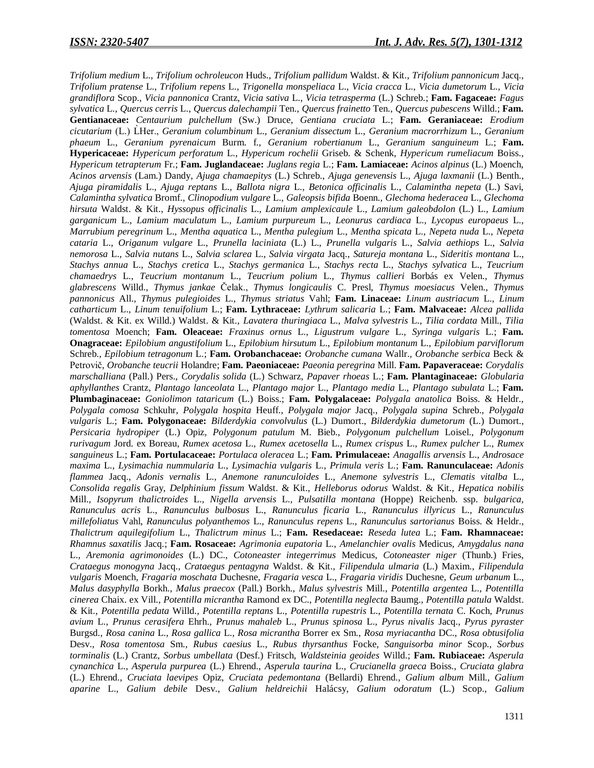*Trifolium medium* L., *Trifolium ochroleucon* Huds., *Trifolium pallidum* Waldst. & Kit., *Trifolium pannonicum* Jacq., *Trifolium pratense* L., *Trifolium repens* L., *Trigonella monspeliaca* L., *Vicia cracca* L., *Vicia dumetorum* L., *Vicia grandiflora* Scop., *Vicia pannonica* Crantz, *Vicia sativa* L., *Vicia tetrasperma* (L.) Schreb.; **Fam. Fagaceae:** *Fagus sylvatica* L., *Quercus cerris* L., *Quercus dalechampii* Ten., *Quercus frainetto* Ten., *Quercus pubescens* Willd.; **Fam. Gentianaceae:** *Centaurium pulchellum* (Sw.) Druce, *Gentiana cruciata* L.; **Fam. Geraniaceae:** *Erodium cicutarium* (L.) L̀Her., *Geranium columbinum* L., *Geranium dissectum* L., *Geranium macrorrhizum* L., *Geranium phaeum* L., *Geranium pyrenaicum* Burm. f., *Geranium robertianum* L., *Geranium sanguineum* L.; **Fam. Hypericaceae:** *Hypericum perforatum* L., *Hypericum rochelii* Griseb. & Schenk, *Hypericum rumeliacum* Boiss., *Hypericum tetrapterum* Fr.; **Fam. Juglandaceae:** *Juglans regia* L.; **Fam. Lamiaceae:** *Acinos alpinus* (L.) Moench, *Acinos arvensis* (Lam.) Dandy, *Ajuga chamaepitys* (L.) Schreb., *Ajuga genevensis* L., *Ajuga laxmanii* (L.) Benth., *Ajuga piramidalis* L., *Ajuga reptans* L., *Ballota nigra* L., *Betonica officinalis* L., *Calamintha nepeta* (L.) Savi, *Calamintha sylvatica* Bromf., *Clinopodium vulgare* L., *Galeopsis bifida* Boenn., *Glechoma hederacea* L., *Glechoma hirsuta* Waldst. & Kit., *Hyssopus officinalis* L., *Lamium amplexicaule* L., *Lamium galeobdolon* (L.) L., *Lamium garganicum* L., *Lamium maculatum* L., *Lamium purpureum* L., *Leonurus cardiaca* L., *Lycopus europaeus* L., *Marrubium peregrinum* L., *Mentha aquatica* L., *Mentha pulegium* L., *Mentha spicata* L., *Nepeta nuda* L., *Nepeta cataria* L., *Origanum vulgare* L., *Prunella laciniata* (L.) L., *Prunella vulgaris* L., *Salvia aethiops* L., *Salvia nemorosa* L., *Salvia nutans* L., *Salvia sclarea* L., *Salvia virgata* Jacq., *Satureja montana* L., *Sideritis montana* L., *Stachys annua* L., *Stachys cretica* L., *Stachys germanica* L., *Stachys recta* L., *Stachys sylvatica* L., *Teucrium chamaedrys* L., *Teucrium montanum* L., *Teucrium polium* L., *Thymus callieri* Borbás ex Velen., *Thymus glabrescens* Willd., *Thymus jankae* Čelak., *Thymus longicaulis* C. Presl, *Thymus moesiacus* Velen., *Thymus pannonicus* All., *Thymus pulegioides* L., *Thymus striatus* Vahl; **Fam. Linaceae:** *Linum austriacum* L., *Linum catharticum* L., *Linum tenuifolium* L.; **Fam. Lythraceae:** *Lythrum salicaria* L.; **Fam. Malvaceae:** *Alcea pallida* (Waldst. & Kit. ex Willd.) Waldst. & Kit., *Lavatera thuringiaca* L., *Malva sylvestris* L., *Tilia cordata* Mill., *Tilia tomentosa* Moench; **Fam. Oleaceae:** *Fraxinus ornus* L., *Ligustrum vulgare* L., *Syringa vulgaris* L.; **Fam. Onagraceae:** *Epilobium angustifolium* L., *Epilobium hirsutum* L., *Epilobium montanum* L., *Epilobium parviflorum* Schreb., *Epilobium tetragonum* L.; **Fam. Orobanchaceae:** *Orobanche cumana* Wallr., *Orobanche serbica* Beck & Petrovič, *Orobanche teucrii* Holandre; **Fam. Paeoniaceae:** *Paeonia peregrina* Mill. **Fam. Papaveraceae:** *Corydalis marschalliana* (Pall.) Pers., *Corydalis solida* (L.) Schwarz, *Papaver rhoeas* L.; **Fam. Plantaginaceae:** *Globularia aphyllanthes* Crantz, *Plantago lanceolata* L., *Plantago major* L., *Plantago media* L., *Plantago subulata* L.; **Fam. Plumbaginaceae:** *Goniolimon tataricum* (L.) Boiss.; **Fam. Polygalaceae:** *Polygala anatolica* Boiss. & Heldr., *Polygala comosa* Schkuhr, *Polygala hospita* Heuff., *Polygala major* Jacq., *Polygala supina* Schreb., *Polygala vulgaris* L.; **Fam. Polygonaceae:** *Bilderdykia convolvulus* (L.) Dumort., *Bilderdykia dumetorum* (L.) Dumort., *Persicaria hydropiper* (L.) Opiz, *Polygonum patulum* M. Bieb., *Polygonum pulchellum* Loisel., *Polygonum rurivagum* Jord. ex Boreau, *Rumex acetosa* L., *Rumex acetosella* L., *Rumex crispus* L., *Rumex pulcher* L., *Rumex sanguineus* L.; **Fam. Portulacaceae:** *Portulaca oleracea* L.; **Fam. Primulaceae:** *Anagallis arvensis* L., *Androsace maxima* L., *Lysimachia nummularia* L., *Lysimachia vulgaris* L., *Primula veris* L.; **Fam. Ranunculaceae:** *Adonis flammea* Jacq., *Adonis vernalis* L., *Anemone ranunculoides* L., *Anemone sylvestris* L., *Clematis vitalba* L., *Consolida regalis* Gray, *Delphinium fissum* Waldst. & Kit., *Helleborus odorus* Waldst. & Kit., *Hepatica nobilis* Mill., *Isopyrum thalictroides* L., *Nigella arvensis* L., *Pulsatilla montana* (Hoppe) Reichenb. ssp. *bulgarica*, *Ranunculus acris* L., *Ranunculus bulbosus* L., *Ranunculus ficaria* L., *Ranunculus illyricus* L., *Ranunculus millefoliatus* Vahl, *Ranunculus polyanthemos* L., *Ranunculus repens* L., *Ranunculus sartorianus* Boiss. & Heldr., *Thalictrum aquilegifolium* L., *Thalictrum minus* L.; **Fam. Resedaceae:** *Reseda lutea* L.; **Fam. Rhamnaceae:** *Rhamnus saxatilis* Jacq.; **Fam. Rosaceae:** *Agrimonia eupatoria* L., *Amelanchier ovalis* Medicus, *Amygdalus nana* L., *Aremonia agrimonoides* (L.) DC., *Cotoneaster integerrimus* Medicus, *Cotoneaster niger* (Thunb.) Fries, *Crataegus monogyna* Jacq., *Crataegus pentagyna* Waldst. & Kit., *Filipendula ulmaria* (L.) Maxim., *Filipendula vulgaris* Moench, *Fragaria moschata* Duchesne, *Fragaria vesca* L., *Fragaria viridis* Duchesne, *Geum urbanum* L., *Malus dasyphylla* Borkh., *Malus praecox* (Pall.) Borkh., *Malus sylvestris* Mill., *Potentilla argentea* L., *Potentilla cinerea* Chaix. ex Vill., *Potentilla micrantha* Ramond ex DC., *Potentilla neglecta* Baumg., *Potentilla patula* Waldst. & Kit., *Potentilla pedata* Willd., *Potentilla reptans* L., *Potentilla rupestris* L., *Potentilla ternata* C. Koch, *Prunus avium* L., *Prunus cerasifera* Ehrh., *Prunus mahaleb* L., *Prunus spinosa* L., *Pyrus nivalis* Jacq., *Pyrus pyraster* Burgsd., *Rosa canina* L., *Rosa gallica* L., *Rosa micrantha* Borrer ex Sm., *Rosa myriacantha* DC., *Rosa obtusifolia* Desv., *Rosa tomentosa* Sm., *Rubus caesius* L., *Rubus thyrsanthus* Focke, *Sanguisorba minor* Scop., *Sorbus torminalis* (L.) Crantz, *Sorbus umbellata* (Desf.) Fritsch, *Waldsteinia geoides* Willd.; **Fam. Rubiaceae:** *Asperula cynanchica* L., *Asperula purpurea* (L.) Ehrend., *Asperula taurina* L., *Crucianella graeca* Boiss., *Cruciata glabra* (L.) Ehrend., *Cruciata laevipes* Opiz, *Cruciata pedemontana* (Bellardi) Ehrend., *Galium album* Mill., *Galium aparine* L., *Galium debile* Desv., *Galium heldreichii* Halácsy, *Galium odoratum* (L.) Scop., *Galium*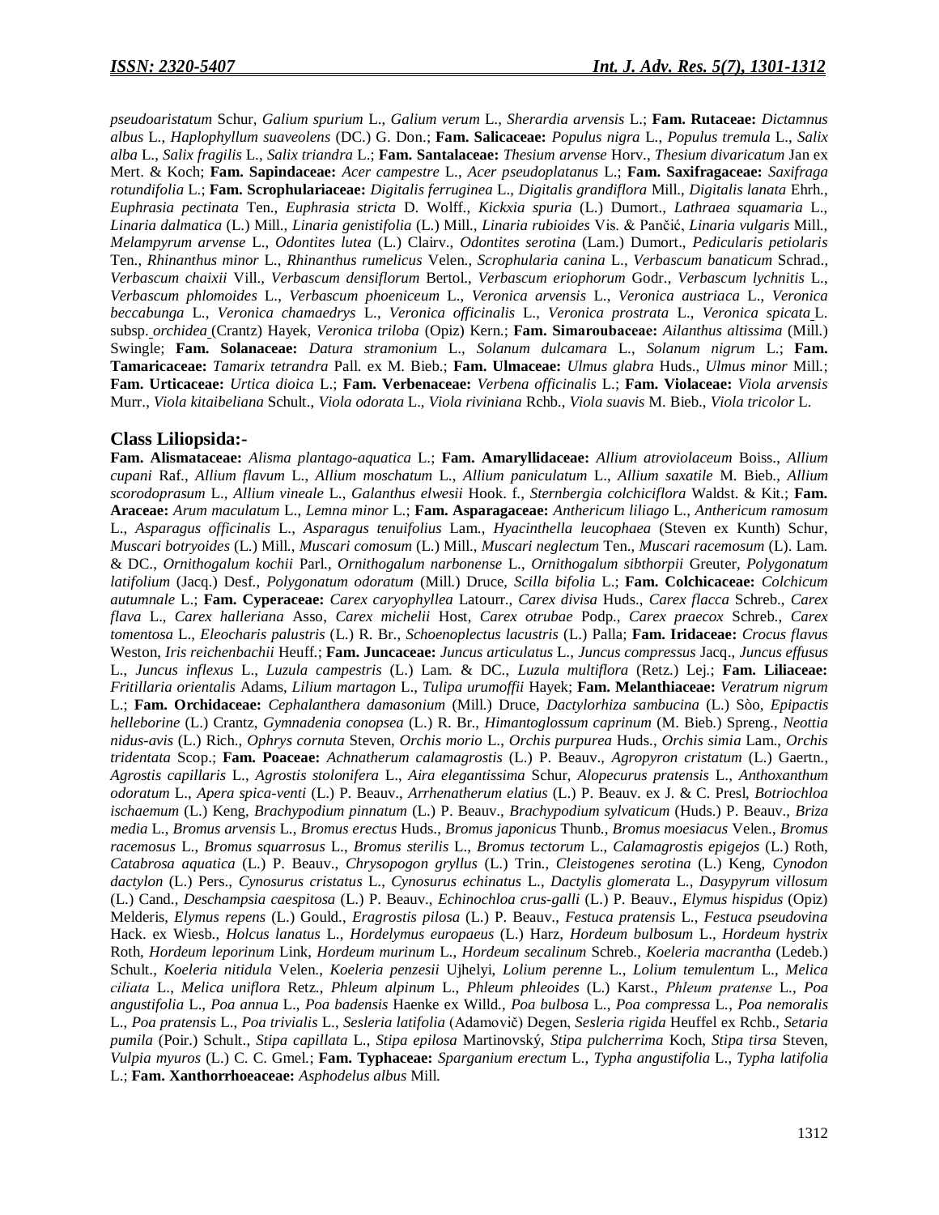*pseudoaristatum* Schur, *Galium spurium* L., *Galium verum* L., *Sherardia arvensis* L.; **Fam. Rutaceae:** *Dictamnus albus* L., *Haplophyllum suaveolens* (DC.) G. Don.; **Fam. Salicaceae:** *Populus nigra* L., *Populus tremula* L., *Salix alba* L., *Salix fragilis* L., *Salix triandra* L.; **Fam. Santalaceae:** *Thesium arvense* Horv., *Thesium divaricatum* Jan ex Mert. & Koch; **Fam. Sapindaceae:** *Acer campestre* L., *Acer pseudoplatanus* L.; **Fam. Saxifragaceae:** *Saxifraga rotundifolia* L.; **Fam. Scrophulariaceae:** *Digitalis ferruginea* L., *Digitalis grandiflora* Mill., *Digitalis lanata* Ehrh., *Euphrasia pectinata* Ten., *Euphrasia stricta* D. Wolff., *Kickxia spuria* (L.) Dumort., *Lathraea squamaria* L., *Linaria dalmatica* (L.) Mill., *Linaria genistifolia* (L.) Mill., *Linaria rubioides* Vis. & Pančić, *Linaria vulgaris* Mill., *Melampyrum arvense* L., *Odontites lutea* (L.) Clairv., *Odontites serotina* (Lam.) Dumort., *Pedicularis petiolaris* Ten., *Rhinanthus minor* L., *Rhinanthus rumelicus* Velen., *Scrophularia canina* L., *Verbascum banaticum* Schrad., *Verbascum chaixii* Vill., *Verbascum densiflorum* Bertol., *Verbascum eriophorum* Godr., *Verbascum lychnitis* L., *Verbascum phlomoides* L., *Verbascum phoeniceum* L., *Veronica arvensis* L., *Veronica austriaca* L., *Veronica beccabunga* L., *Veronica chamaedrys* L., *Veronica officinalis* L., *Veronica prostrata* L., *Veronica spicata* L. subsp. *orchidea* (Crantz) Hayek, *Veronica triloba* (Opiz) Kern.; **Fam. Simaroubaceae:** *Ailanthus altissima* (Mill.) Swingle; **Fam. Solanaceae:** *Datura stramonium* L., *Solanum dulcamara* L., *Solanum nigrum* L.; **Fam. Tamaricaceae:** *Tamarix tetrandra* Pall. ex M. Bieb.; **Fam. Ulmaceae:** *Ulmus glabra* Huds., *Ulmus minor* Mill.; **Fam. Urticaceae:** *Urtica dioica* L.; **Fam. Verbenaceae:** *Verbena officinalis* L.; **Fam. Violaceae:** *Viola arvensis* Murr., *Viola kitaibeliana* Schult., *Viola odorata* L., *Viola riviniana* Rchb., *Viola suavis* M. Bieb., *Viola tricolor* L.

## Class Liliopsida:-

**Fam. Alismataceae:** *Alisma plantago-aquatica* L.; **Fam. Amaryllidaceae:** *Allium atroviolaceum* Boiss., *Allium cupani* Raf., *Allium flavum* L., *Allium moschatum* L., *Allium paniculatum* L., *Allium saxatile* M. Bieb., *Allium scorodoprasum* L., *Allium vineale* L., *Galanthus elwesii* Hook. f., *Sternbergia colchiciflora* Waldst. & Kit.; **Fam. Araceae:** *Arum maculatum* L., *Lemna minor* L.; **Fam. Asparagaceae:** *Anthericum liliago* L., *Anthericum ramosum* L., *Asparagus officinalis* L., *Asparagus tenuifolius* Lam., *Hyacinthella leucophaea* (Steven ex Kunth) Schur, *Muscari botryoides* (L.) Mill., *Muscari comosum* (L.) Mill., *Muscari neglectum* Ten., *Muscari racemosum* (L). Lam. & DC., *Ornithogalum kochii* Parl., *Ornithogalum narbonense* L., *Ornithogalum sibthorpii* Greuter, *Polygonatum latifolium* (Jacq.) Desf., *Polygonatum odoratum* (Mill.) Druce, *Scilla bifolia* L.; **Fam. Colchicaceae:** *Colchicum autumnale* L.; **Fam. Cyperaceae:** *Carex caryophyllea* Latourr., *Carex divisa* Huds., *Carex flacca* Schreb., *Carex flava* L., *Carex halleriana* Asso, *Carex michelii* Host, *Carex otrubae* Podp., *Carex praecox* Schreb., *Carex tomentosa* L., *Eleocharis palustris* (L.) R. Br., *Schoenoplectus lacustris* (L.) Palla; **Fam. Iridaceae:** *Crocus flavus* Weston, *Iris reichenbachii* Heuff.; **Fam. Juncaceae:** *Juncus articulatus* L., *Juncus compressus* Jacq., *Juncus effusus* L., *Juncus inflexus* L., *Luzula campestris* (L.) Lam. & DC., *Luzula multiflora* (Retz.) Lej.; **Fam. Liliaceae:** *Fritillaria orientalis* Adams, *Lilium martagon* L., *Tulipa urumoffii* Hayek; **Fam. Melanthiaceae:** *Veratrum nigrum* L.; **Fam. Orchidaceae:** *Cephalanthera damasonium* (Mill.) Druce, *Dactylorhiza sambucina* (L.) Sòo, *Epipactis helleborine* (L.) Crantz, *Gymnadenia conopsea* (L.) R. Br., *Himantoglossum caprinum* (M. Bieb.) Spreng., *Neottia nidus-avis* (L.) Rich., *Ophrys cornuta* Steven, *Orchis morio* L., *Orchis purpurea* Huds., *Orchis simia* Lam., *Orchis tridentata* Scop.; **Fam. Poaceae:** *Achnatherum calamagrostis* (L.) P. Beauv., *Agropyron cristatum* (L.) Gaertn., *Agrostis capillaris* L., *Agrostis stolonifera* L., *Aira elegantissima* Schur, *Alopecurus pratensis* L., *Anthoxanthum odoratum* L., *Apera spica-venti* (L.) P. Beauv., *Arrhenatherum elatius* (L.) P. Beauv. ex J. & C. Presl, *Botriochloa ischaemum* (L.) Keng, *Brachypodium pinnatum* (L.) P. Beauv., *Brachypodium sylvaticum* (Huds.) P. Beauv., *Briza media* L., *Bromus arvensis* L., *Bromus erectus* Huds., *Bromus japonicus* Thunb., *Bromus moesiacus* Velen., *Bromus racemosus* L., *Bromus squarrosus* L., *Bromus sterilis* L., *Bromus tectorum* L., *Calamagrostis epigejos* (L.) Roth, *Catabrosa aquatica* (L.) P. Beauv., *Chrysopogon gryllus* (L.) Trin., *Cleistogenes serotina* (L.) Keng, *Cynodon dactylon* (L.) Pers., *Cynosurus cristatus* L., *Cynosurus echinatus* L., *Dactylis glomerata* L., *Dasypyrum villosum* (L.) Cand., *Deschampsia caespitosa* (L.) P. Beauv., *Echinochloa crus-galli* (L.) P. Beauv., *Elymus hispidus* (Opiz) Melderis, *Elymus repens* (L.) Gould., *Eragrostis pilosa* (L.) P. Beauv., *Festuca pratensis* L., *Festuca pseudovina* Hack. ex Wiesb., *Holcus lanatus* L., *Hordelymus europaeus* (L.) Harz, *Hordeum bulbosum* L., *Hordeum hystrix* Roth, *Hordeum leporinum* Link, *Hordeum murinum* L., *Hordeum secalinum* Schreb., *Koeleria macrantha* (Ledeb.) Schult., *Koeleria nitidula* Velen., *Koeleria penzesii* Ujhelyi, *Lolium perenne* L., *Lolium temulentum* L., *Melica ciliata* L., *Melica uniflora* Retz., *Phleum alpinum* L., *Phleum phleoides* (L.) Karst., *Phleum pratense* L., *Poa angustifolia* L., *Poa annua* L., *Poa badensis* Haenke ex Willd., *Poa bulbosa* L., *Poa compressa* L., *Poa nemoralis* L., *Poa pratensis* L., *Poa trivialis* L., *Sesleria latifolia* (Adamovič) Degen, *Sesleria rigida* Heuffel ex Rchb., *Setaria pumila* (Poir.) Schult., *Stipa capillata* L., *Stipa epilosa* Martinovský, *Stipa pulcherrima* Koch, *Stipa tirsa* Steven, *Vulpia myuros* (L.) C. C. Gmel.; **Fam. Typhaceae:** *Sparganium erectum* L., *Typha angustifolia* L., *Typha latifolia* L.; **Fam. Xanthorrhoeaceae:** *Asphodelus albus* Mill.